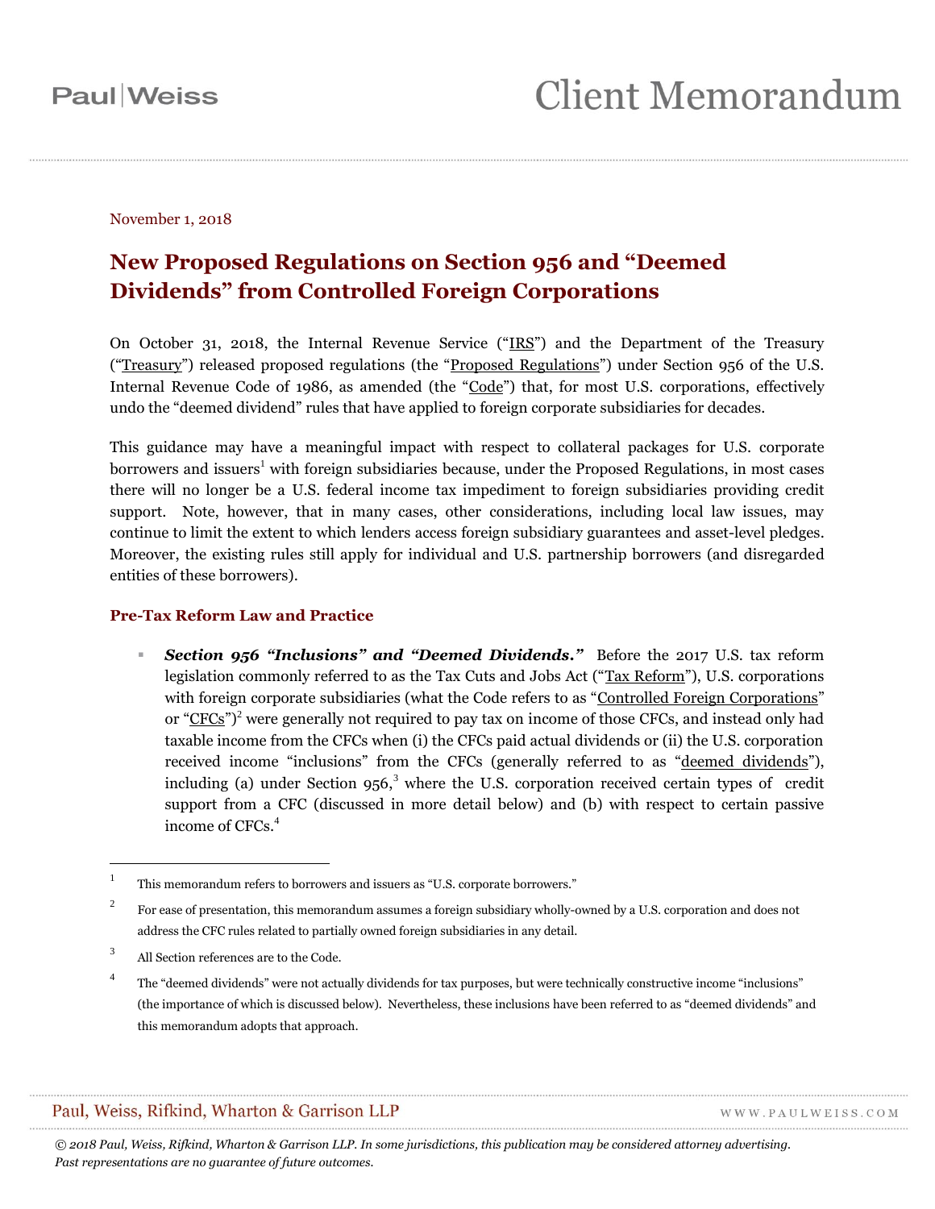November 1, 2018

# New Proposed Regulations on Section 956 and "Deemed Dividends" from Controlled Foreign Corporations

On October 31, 2018, the Internal Revenue Service ("IRS") and the Department of the Treasury ("Treasury") released proposed regulations (the "Proposed Regulations") under Section 956 of the U.S. Internal Revenue Code of 1986, as amended (the "Code") that, for most U.S. corporations, effectively undo the "deemed dividend" rules that have applied to foreign corporate subsidiaries for decades.

This guidance may have a meaningful impact with respect to collateral packages for U.S. corporate borrowers and issuers[1] with foreign subsidiaries because, under the Proposed Regulations, in most cases there will no longer be a U.S. federal income tax impediment to foreign subsidiaries providing credit support. Note, however, that in many cases, other considerations, including local law issues, may continue to limit the extent to which lenders access foreign subsidiary guarantees and asset-level pledges. Moreover, the existing rules still apply for individual and U.S. partnership borrowers (and disregarded entities of these borrowers).

## Pre-Tax Reform Law and Practice

- ***Section 956 "Inclusions" and "Deemed Dividends."*** Before the 2017 U.S. tax reform legislation commonly referred to as the Tax Cuts and Jobs Act ("Tax Reform"), U.S. corporations with foreign corporate subsidiaries (what the Code refers to as "Controlled Foreign Corporations" or "CFCs")[2] were generally not required to pay tax on income of those CFCs, and instead only had taxable income from the CFCs when (i) the CFCs paid actual dividends or (ii) the U.S. corporation received income "inclusions" from the CFCs (generally referred to as "deemed dividends"), including (a) under Section 956,[3] where the U.S. corporation received certain types of credit support from a CFC (discussed in more detail below) and (b) with respect to certain passive income of CFCs.[4]

---

[1] This memorandum refers to borrowers and issuers as "U.S. corporate borrowers."

[2] For ease of presentation, this memorandum assumes a foreign subsidiary wholly-owned by a U.S. corporation and does not address the CFC rules related to partially owned foreign subsidiaries in any detail.

[3] All Section references are to the Code.

[4] The "deemed dividends" were not actually dividends for tax purposes, but were technically constructive income "inclusions" (the importance of which is discussed below). Nevertheless, these inclusions have been referred to as "deemed dividends" and this memorandum adopts that approach.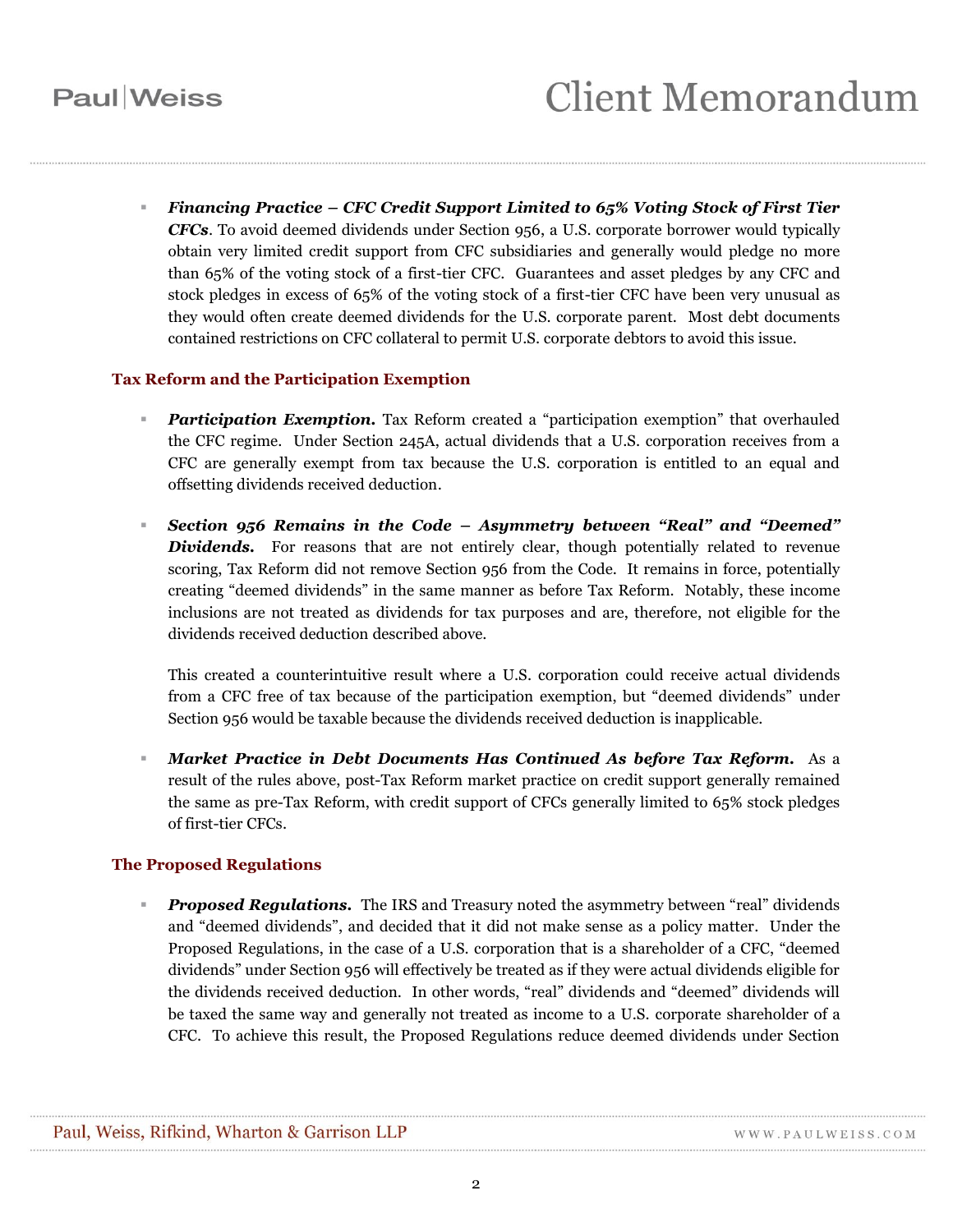- ***Financing Practice – CFC Credit Support Limited to 65% Voting Stock of First Tier CFCs***. To avoid deemed dividends under Section 956, a U.S. corporate borrower would typically obtain very limited credit support from CFC subsidiaries and generally would pledge no more than 65% of the voting stock of a first-tier CFC. Guarantees and asset pledges by any CFC and stock pledges in excess of 65% of the voting stock of a first-tier CFC have been very unusual as they would often create deemed dividends for the U.S. corporate parent. Most debt documents contained restrictions on CFC collateral to permit U.S. corporate debtors to avoid this issue.

## Tax Reform and the Participation Exemption

- ***Participation Exemption.*** Tax Reform created a "participation exemption" that overhauled the CFC regime. Under Section 245A, actual dividends that a U.S. corporation receives from a CFC are generally exempt from tax because the U.S. corporation is entitled to an equal and offsetting dividends received deduction.

- ***Section 956 Remains in the Code – Asymmetry between "Real" and "Deemed" Dividends.*** For reasons that are not entirely clear, though potentially related to revenue scoring, Tax Reform did not remove Section 956 from the Code. It remains in force, potentially creating "deemed dividends" in the same manner as before Tax Reform. Notably, these income inclusions are not treated as dividends for tax purposes and are, therefore, not eligible for the dividends received deduction described above.

  This created a counterintuitive result where a U.S. corporation could receive actual dividends from a CFC free of tax because of the participation exemption, but "deemed dividends" under Section 956 would be taxable because the dividends received deduction is inapplicable.

- ***Market Practice in Debt Documents Has Continued As before Tax Reform.*** As a result of the rules above, post-Tax Reform market practice on credit support generally remained the same as pre-Tax Reform, with credit support of CFCs generally limited to 65% stock pledges of first-tier CFCs.

## The Proposed Regulations

- ***Proposed Regulations.*** The IRS and Treasury noted the asymmetry between "real" dividends and "deemed dividends", and decided that it did not make sense as a policy matter. Under the Proposed Regulations, in the case of a U.S. corporation that is a shareholder of a CFC, "deemed dividends" under Section 956 will effectively be treated as if they were actual dividends eligible for the dividends received deduction. In other words, "real" dividends and "deemed" dividends will be taxed the same way and generally not treated as income to a U.S. corporate shareholder of a CFC. To achieve this result, the Proposed Regulations reduce deemed dividends under Section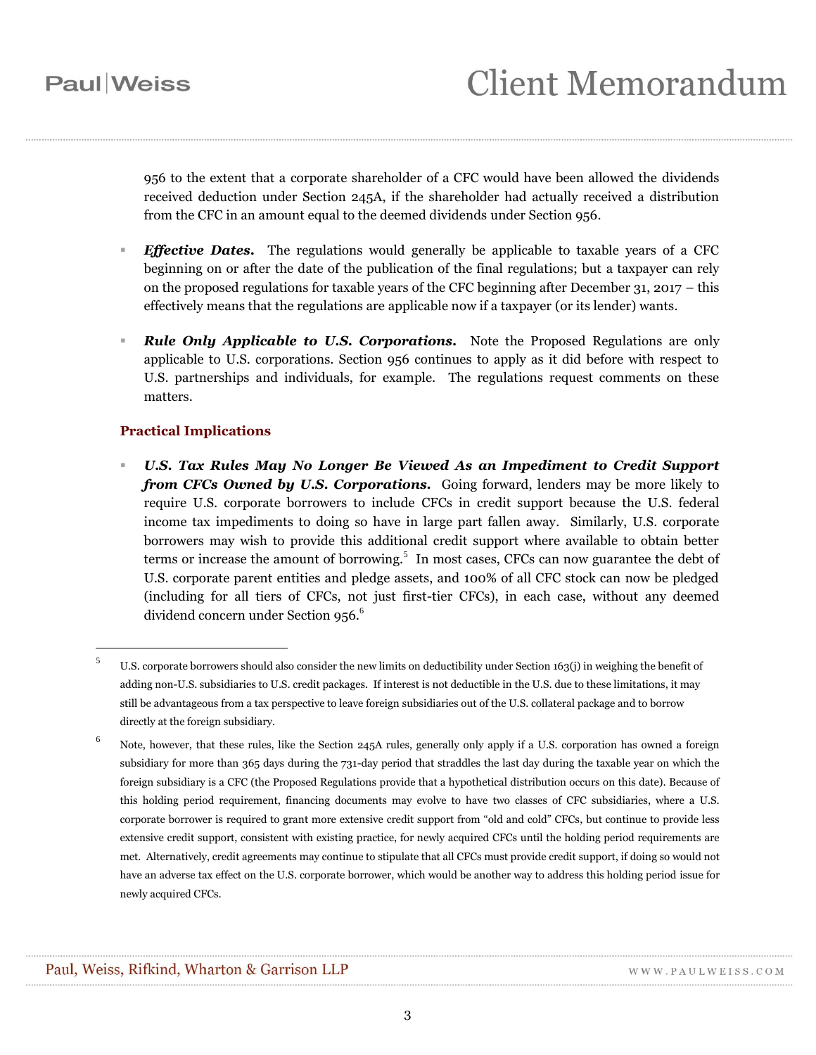956 to the extent that a corporate shareholder of a CFC would have been allowed the dividends received deduction under Section 245A, if the shareholder had actually received a distribution from the CFC in an amount equal to the deemed dividends under Section 956.

- ***Effective Dates.*** The regulations would generally be applicable to taxable years of a CFC beginning on or after the date of the publication of the final regulations; but a taxpayer can rely on the proposed regulations for taxable years of the CFC beginning after December 31, 2017 – this effectively means that the regulations are applicable now if a taxpayer (or its lender) wants.

- ***Rule Only Applicable to U.S. Corporations.*** Note the Proposed Regulations are only applicable to U.S. corporations. Section 956 continues to apply as it did before with respect to U.S. partnerships and individuals, for example. The regulations request comments on these matters.

### Practical Implications

- ***U.S. Tax Rules May No Longer Be Viewed As an Impediment to Credit Support from CFCs Owned by U.S. Corporations.*** Going forward, lenders may be more likely to require U.S. corporate borrowers to include CFCs in credit support because the U.S. federal income tax impediments to doing so have in large part fallen away. Similarly, U.S. corporate borrowers may wish to provide this additional credit support where available to obtain better terms or increase the amount of borrowing.[5] In most cases, CFCs can now guarantee the debt of U.S. corporate parent entities and pledge assets, and 100% of all CFC stock can now be pledged (including for all tiers of CFCs, not just first-tier CFCs), in each case, without any deemed dividend concern under Section 956.[6]

---

[5] U.S. corporate borrowers should also consider the new limits on deductibility under Section 163(j) in weighing the benefit of adding non-U.S. subsidiaries to U.S. credit packages. If interest is not deductible in the U.S. due to these limitations, it may still be advantageous from a tax perspective to leave foreign subsidiaries out of the U.S. collateral package and to borrow directly at the foreign subsidiary.

[6] Note, however, that these rules, like the Section 245A rules, generally only apply if a U.S. corporation has owned a foreign subsidiary for more than 365 days during the 731-day period that straddles the last day during the taxable year on which the foreign subsidiary is a CFC (the Proposed Regulations provide that a hypothetical distribution occurs on this date). Because of this holding period requirement, financing documents may evolve to have two classes of CFC subsidiaries, where a U.S. corporate borrower is required to grant more extensive credit support from "old and cold" CFCs, but continue to provide less extensive credit support, consistent with existing practice, for newly acquired CFCs until the holding period requirements are met. Alternatively, credit agreements may continue to stipulate that all CFCs must provide credit support, if doing so would not have an adverse tax effect on the U.S. corporate borrower, which would be another way to address this holding period issue for newly acquired CFCs.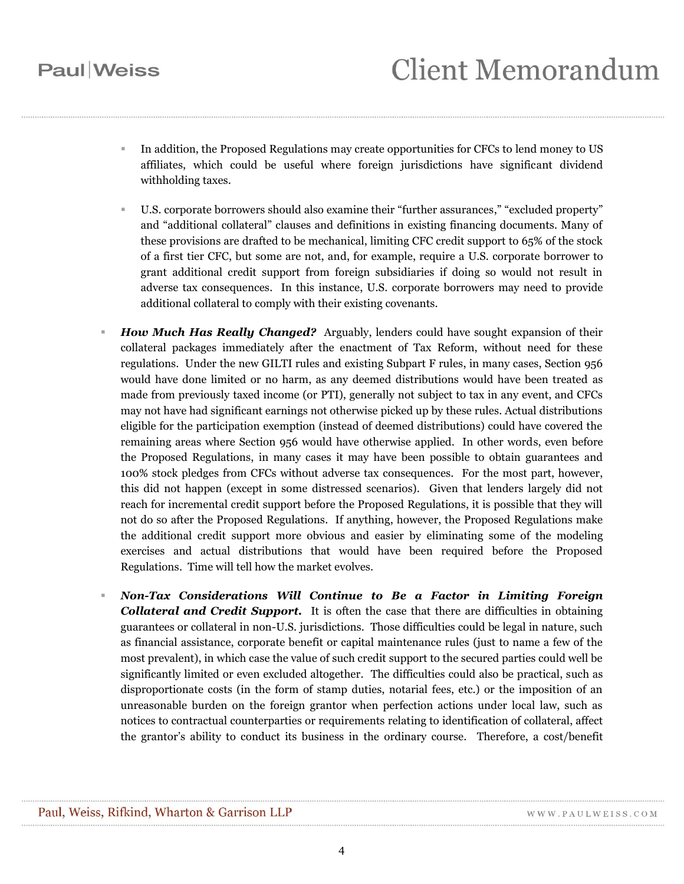- In addition, the Proposed Regulations may create opportunities for CFCs to lend money to US affiliates, which could be useful where foreign jurisdictions have significant dividend withholding taxes.

  - U.S. corporate borrowers should also examine their "further assurances," "excluded property" and "additional collateral" clauses and definitions in existing financing documents. Many of these provisions are drafted to be mechanical, limiting CFC credit support to 65% of the stock of a first tier CFC, but some are not, and, for example, require a U.S. corporate borrower to grant additional credit support from foreign subsidiaries if doing so would not result in adverse tax consequences. In this instance, U.S. corporate borrowers may need to provide additional collateral to comply with their existing covenants.

- ***How Much Has Really Changed?*** Arguably, lenders could have sought expansion of their collateral packages immediately after the enactment of Tax Reform, without need for these regulations. Under the new GILTI rules and existing Subpart F rules, in many cases, Section 956 would have done limited or no harm, as any deemed distributions would have been treated as made from previously taxed income (or PTI), generally not subject to tax in any event, and CFCs may not have had significant earnings not otherwise picked up by these rules. Actual distributions eligible for the participation exemption (instead of deemed distributions) could have covered the remaining areas where Section 956 would have otherwise applied. In other words, even before the Proposed Regulations, in many cases it may have been possible to obtain guarantees and 100% stock pledges from CFCs without adverse tax consequences. For the most part, however, this did not happen (except in some distressed scenarios). Given that lenders largely did not reach for incremental credit support before the Proposed Regulations, it is possible that they will not do so after the Proposed Regulations. If anything, however, the Proposed Regulations make the additional credit support more obvious and easier by eliminating some of the modeling exercises and actual distributions that would have been required before the Proposed Regulations. Time will tell how the market evolves.

- ***Non-Tax Considerations Will Continue to Be a Factor in Limiting Foreign Collateral and Credit Support.*** It is often the case that there are difficulties in obtaining guarantees or collateral in non-U.S. jurisdictions. Those difficulties could be legal in nature, such as financial assistance, corporate benefit or capital maintenance rules (just to name a few of the most prevalent), in which case the value of such credit support to the secured parties could well be significantly limited or even excluded altogether. The difficulties could also be practical, such as disproportionate costs (in the form of stamp duties, notarial fees, etc.) or the imposition of an unreasonable burden on the foreign grantor when perfection actions under local law, such as notices to contractual counterparties or requirements relating to identification of collateral, affect the grantor's ability to conduct its business in the ordinary course. Therefore, a cost/benefit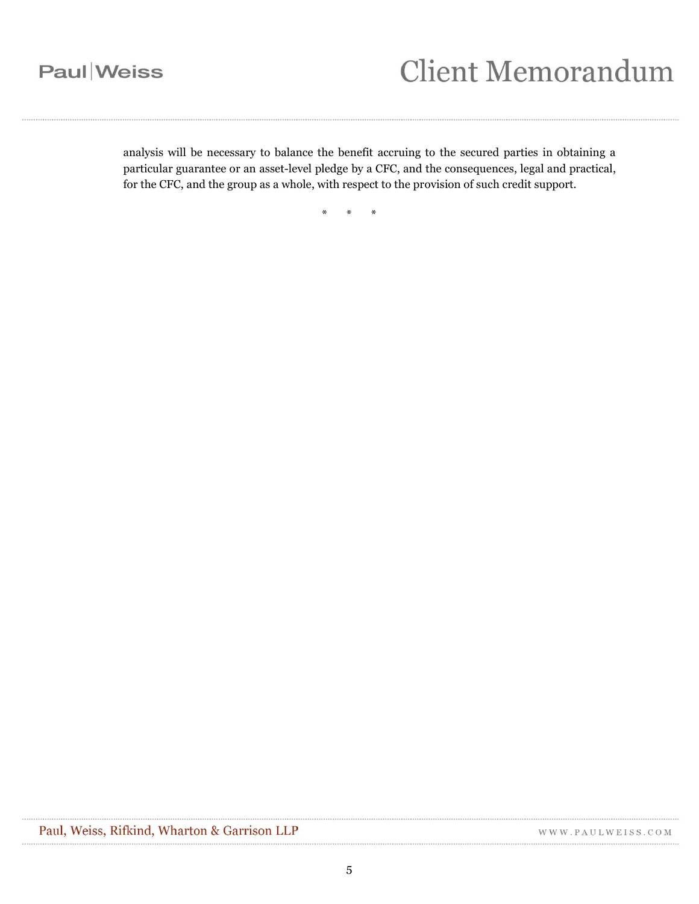analysis will be necessary to balance the benefit accruing to the secured parties in obtaining a particular guarantee or an asset-level pledge by a CFC, and the consequences, legal and practical, for the CFC, and the group as a whole, with respect to the provision of such credit support.

\*   \*   \*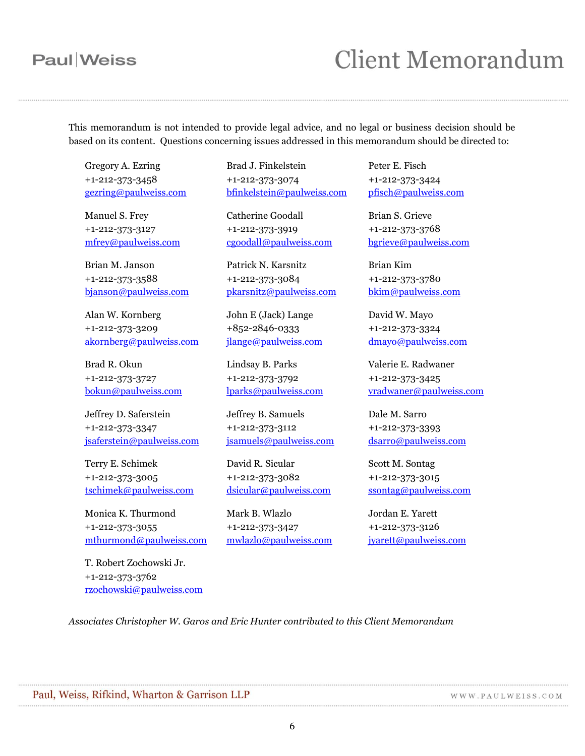This memorandum is not intended to provide legal advice, and no legal or business decision should be based on its content. Questions concerning issues addressed in this memorandum should be directed to:

Gregory A. Ezring
+1-212-373-3458
gezring@paulweiss.com

Brad J. Finkelstein
+1-212-373-3074
bfinkelstein@paulweiss.com

Peter E. Fisch
+1-212-373-3424
pfisch@paulweiss.com

Manuel S. Frey
+1-212-373-3127
mfrey@paulweiss.com

Catherine Goodall
+1-212-373-3919
cgoodall@paulweiss.com

Brian S. Grieve
+1-212-373-3768
bgrieve@paulweiss.com

Brian M. Janson
+1-212-373-3588
bjanson@paulweiss.com

Patrick N. Karsnitz
+1-212-373-3084
pkarsnitz@paulweiss.com

Brian Kim
+1-212-373-3780
bkim@paulweiss.com

Alan W. Kornberg
+1-212-373-3209
akornberg@paulweiss.com

John E (Jack) Lange
+852-2846-0333
jlange@paulweiss.com

David W. Mayo
+1-212-373-3324
dmayo@paulweiss.com

Brad R. Okun
+1-212-373-3727
bokun@paulweiss.com

Lindsay B. Parks
+1-212-373-3792
lparks@paulweiss.com

Valerie E. Radwaner
+1-212-373-3425
vradwaner@paulweiss.com

Jeffrey D. Saferstein
+1-212-373-3347
jsaferstein@paulweiss.com

Jeffrey B. Samuels
+1-212-373-3112
jsamuels@paulweiss.com

Dale M. Sarro
+1-212-373-3393
dsarro@paulweiss.com

Terry E. Schimek
+1-212-373-3005
tschimek@paulweiss.com

David R. Sicular
+1-212-373-3082
dsicular@paulweiss.com

Scott M. Sontag
+1-212-373-3015
ssontag@paulweiss.com

Monica K. Thurmond
+1-212-373-3055
mthurmond@paulweiss.com

Mark B. Wlazlo
+1-212-373-3427
mwlazlo@paulweiss.com

Jordan E. Yarett
+1-212-373-3126
jyarett@paulweiss.com

T. Robert Zochowski Jr.
+1-212-373-3762
rzochowski@paulweiss.com

*Associates Christopher W. Garos and Eric Hunter contributed to this Client Memorandum*